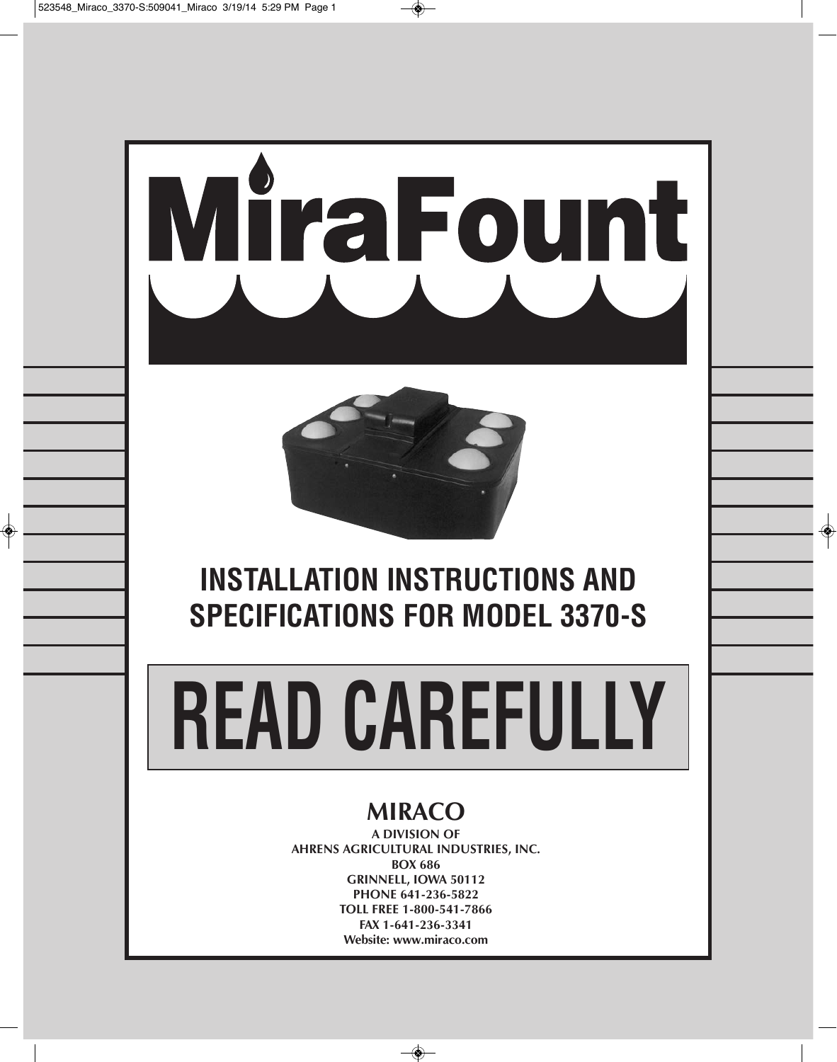# MiraFount

## INSTALLATION INSTRUCTIONS AND SPECIFICATIONS FOR MODEL 3370-S

# READ CAREFULLY

**MIRACO**

**A DIVISION OF**
**AHRENS AGRICULTURAL INDUSTRIES, INC.**
**BOX 686**
**GRINNELL, IOWA 50112**
**PHONE 641-236-5822**
**TOLL FREE 1-800-541-7866**
**FAX 1-641-236-3341**
**Website: www.miraco.com**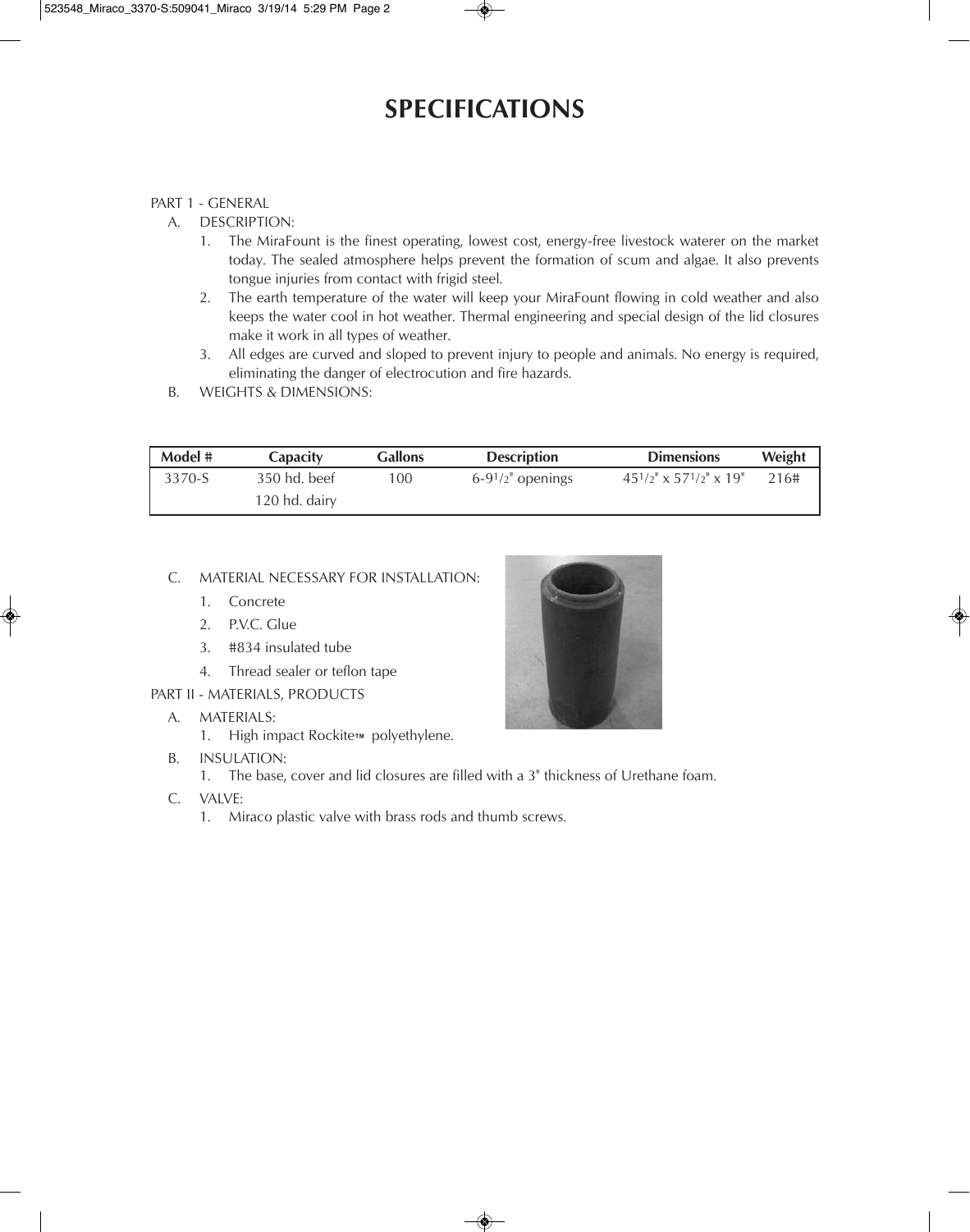# SPECIFICATIONS

PART 1 - GENERAL

A. DESCRIPTION:

1. The MiraFount is the finest operating, lowest cost, energy-free livestock waterer on the market today. The sealed atmosphere helps prevent the formation of scum and algae. It also prevents tongue injuries from contact with frigid steel.
2. The earth temperature of the water will keep your MiraFount flowing in cold weather and also keeps the water cool in hot weather. Thermal engineering and special design of the lid closures make it work in all types of weather.
3. All edges are curved and sloped to prevent injury to people and animals. No energy is required, eliminating the danger of electrocution and fire hazards.

B. WEIGHTS & DIMENSIONS:

| Model # | Capacity | Gallons | Description | Dimensions | Weight |
|---|---|---|---|---|---|
| 3370-S | 350 hd. beef<br>120 hd. dairy | 100 | 6-9 1/2" openings | 45 1/2" x 57 1/2" x 19" | 216# |

C. MATERIAL NECESSARY FOR INSTALLATION:

1. Concrete
2. P.V.C. Glue
3. #834 insulated tube
4. Thread sealer or teflon tape

PART II - MATERIALS, PRODUCTS

A. MATERIALS:

1. High impact Rockite™ polyethylene.

B. INSULATION:

1. The base, cover and lid closures are filled with a 3" thickness of Urethane foam.

C. VALVE:

1. Miraco plastic valve with brass rods and thumb screws.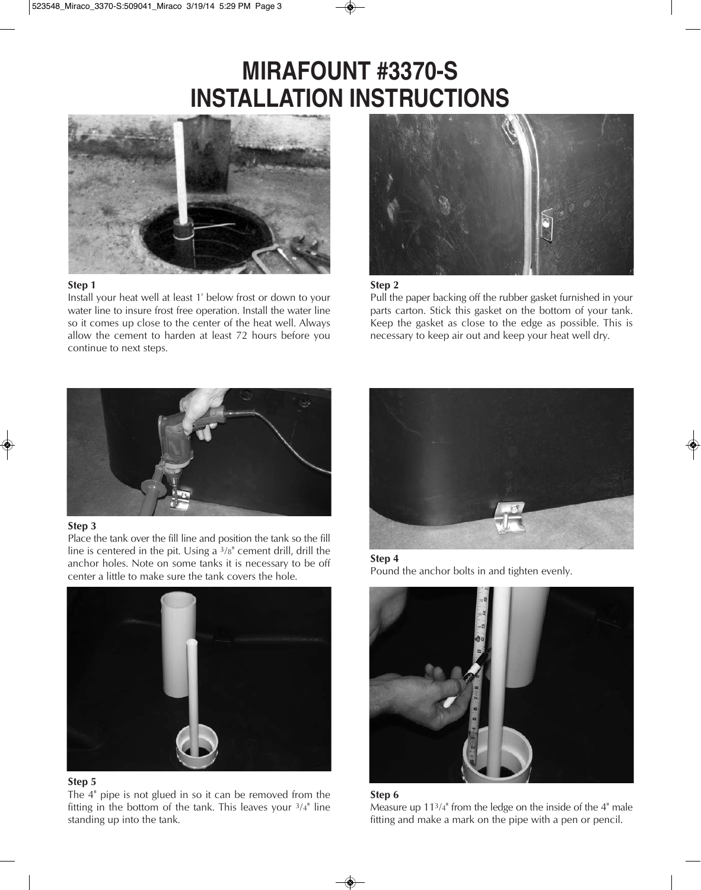# MIRAFOUNT #3370-S INSTALLATION INSTRUCTIONS

**Step 1**
Install your heat well at least 1' below frost or down to your water line to insure frost free operation. Install the water line so it comes up close to the center of the heat well. Always allow the cement to harden at least 72 hours before you continue to next steps.

**Step 2**
Pull the paper backing off the rubber gasket furnished in your parts carton. Stick this gasket on the bottom of your tank. Keep the gasket as close to the edge as possible. This is necessary to keep air out and keep your heat well dry.

**Step 3**
Place the tank over the fill line and position the tank so the fill line is centered in the pit. Using a 3/8" cement drill, drill the anchor holes. Note on some tanks it is necessary to be off center a little to make sure the tank covers the hole.

**Step 4**
Pound the anchor bolts in and tighten evenly.

**Step 5**
The 4" pipe is not glued in so it can be removed from the fitting in the bottom of the tank. This leaves your 3/4" line standing up into the tank.

**Step 6**
Measure up 11 3/4" from the ledge on the inside of the 4" male fitting and make a mark on the pipe with a pen or pencil.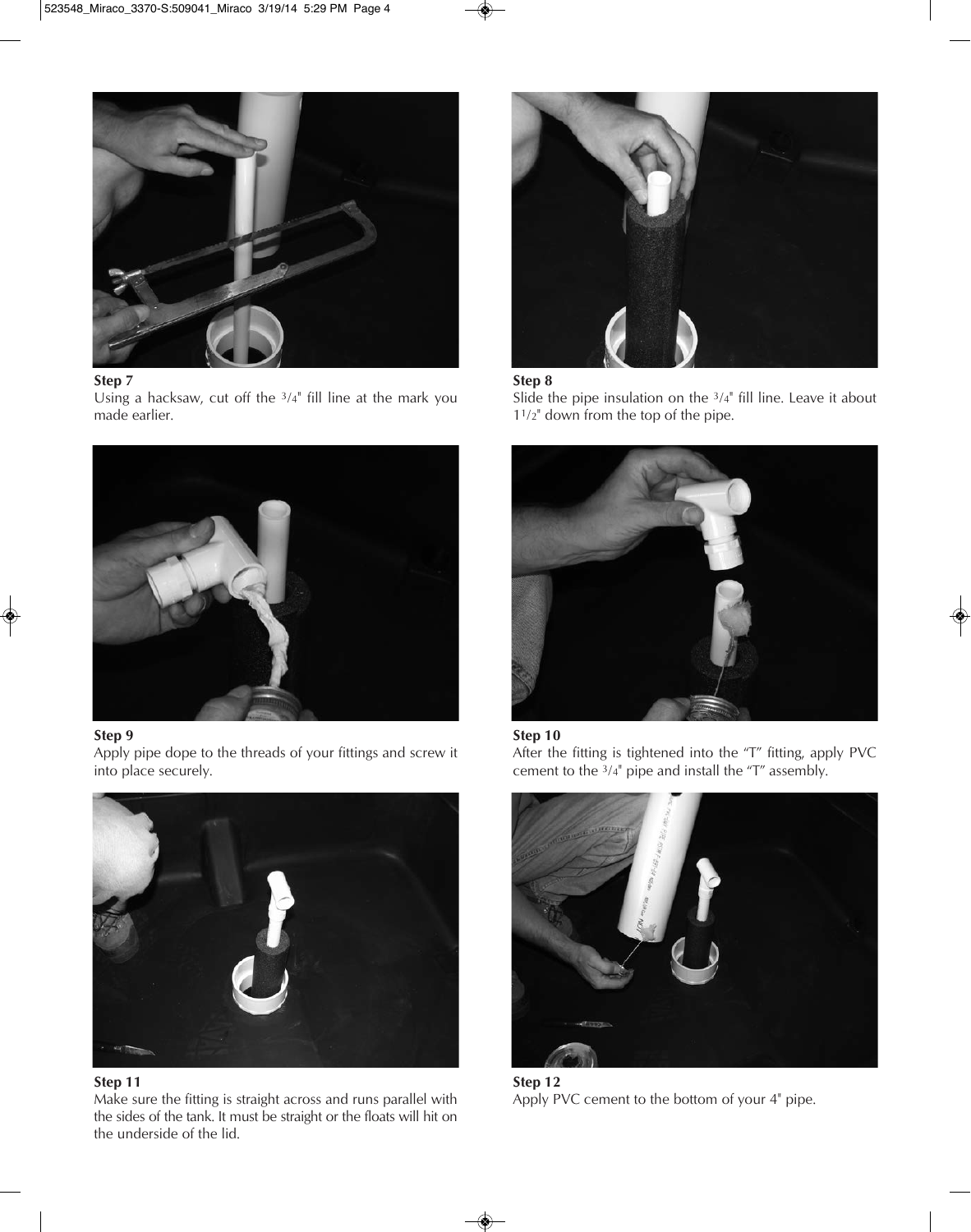**Step 7**
Using a hacksaw, cut off the 3/4" fill line at the mark you made earlier.

**Step 8**
Slide the pipe insulation on the 3/4" fill line. Leave it about 1 1/2" down from the top of the pipe.

**Step 9**
Apply pipe dope to the threads of your fittings and screw it into place securely.

**Step 10**
After the fitting is tightened into the "T" fitting, apply PVC cement to the 3/4" pipe and install the "T" assembly.

**Step 11**
Make sure the fitting is straight across and runs parallel with the sides of the tank. It must be straight or the floats will hit on the underside of the lid.

**Step 12**
Apply PVC cement to the bottom of your 4" pipe.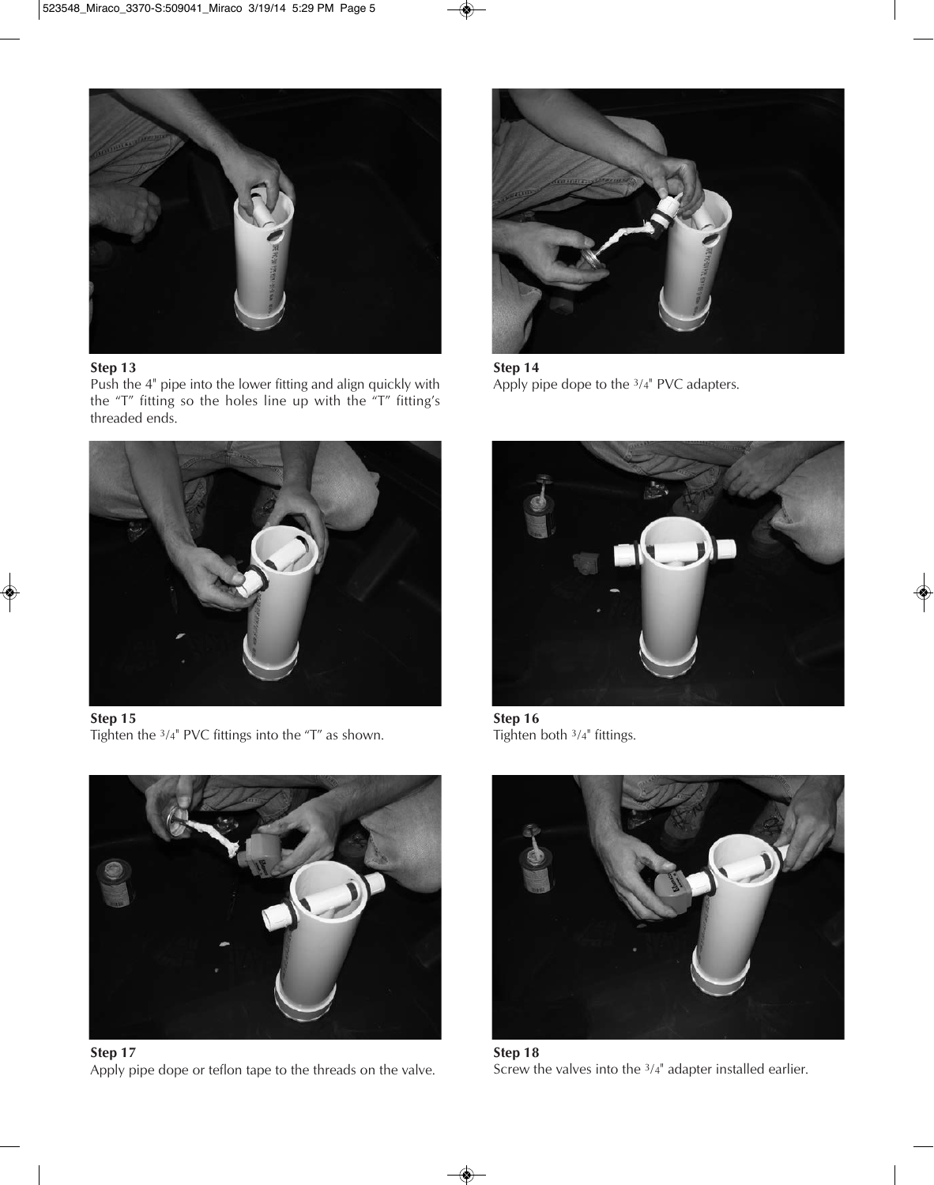**Step 13**
Push the 4" pipe into the lower fitting and align quickly with the "T" fitting so the holes line up with the "T" fitting's threaded ends.

**Step 14**
Apply pipe dope to the 3/4" PVC adapters.

**Step 15**
Tighten the 3/4" PVC fittings into the "T" as shown.

**Step 16**
Tighten both 3/4" fittings.

**Step 17**
Apply pipe dope or teflon tape to the threads on the valve.

**Step 18**
Screw the valves into the 3/4" adapter installed earlier.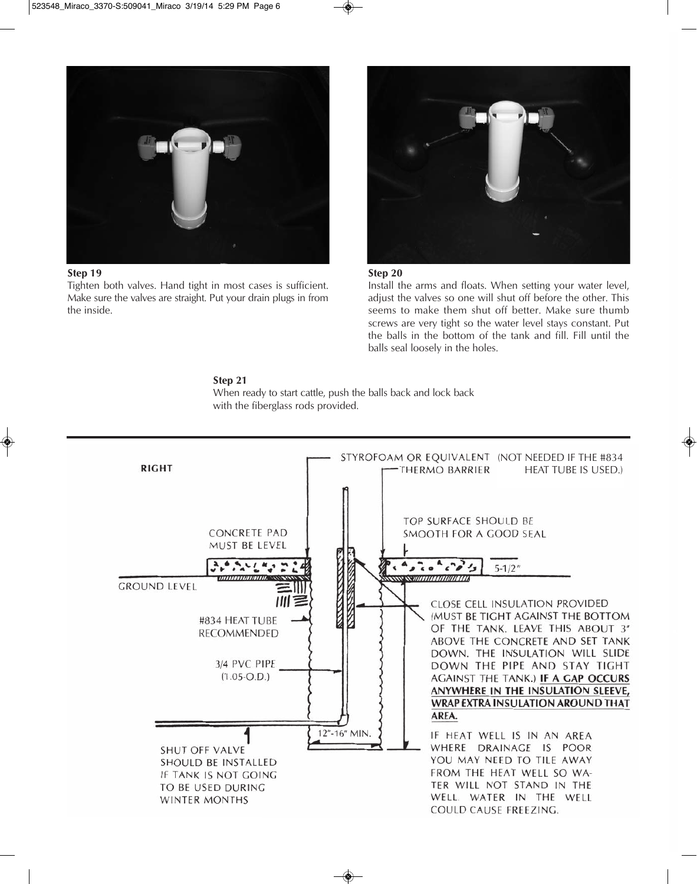**Step 19**

Tighten both valves. Hand tight in most cases is sufficient. Make sure the valves are straight. Put your drain plugs in from the inside.

**Step 20**

Install the arms and floats. When setting your water level, adjust the valves so one will shut off before the other. This seems to make them shut off better. Make sure thumb screws are very tight so the water level stays constant. Put the balls in the bottom of the tank and fill. Fill until the balls seal loosely in the holes.

**Step 21**

When ready to start cattle, push the balls back and lock back with the fiberglass rods provided.

---

RIGHT

STYROFOAM OR EQUIVALENT THERMO BARRIER (NOT NEEDED IF THE #834 HEAT TUBE IS USED.)

TOP SURFACE SHOULD BE SMOOTH FOR A GOOD SEAL

CONCRETE PAD MUST BE LEVEL

5-1/2"

GROUND LEVEL

#834 HEAT TUBE RECOMMENDED

CLOSE CELL INSULATION PROVIDED (MUST BE TIGHT AGAINST THE BOTTOM OF THE TANK. LEAVE THIS ABOUT 3" ABOVE THE CONCRETE AND SET TANK DOWN. THE INSULATION WILL SLIDE DOWN THE PIPE AND STAY TIGHT AGAINST THE TANK.) **IF A GAP OCCURS ANYWHERE IN THE INSULATION SLEEVE, WRAP EXTRA INSULATION AROUND THAT AREA.**

3/4 PVC PIPE (1.05-O.D.)

12"-16" MIN.

SHUT OFF VALVE SHOULD BE INSTALLED IF TANK IS NOT GOING TO BE USED DURING WINTER MONTHS

IF HEAT WELL IS IN AN AREA WHERE DRAINAGE IS POOR YOU MAY NEED TO TILE AWAY FROM THE HEAT WELL SO WATER WILL NOT STAND IN THE WELL. WATER IN THE WELL COULD CAUSE FREEZING.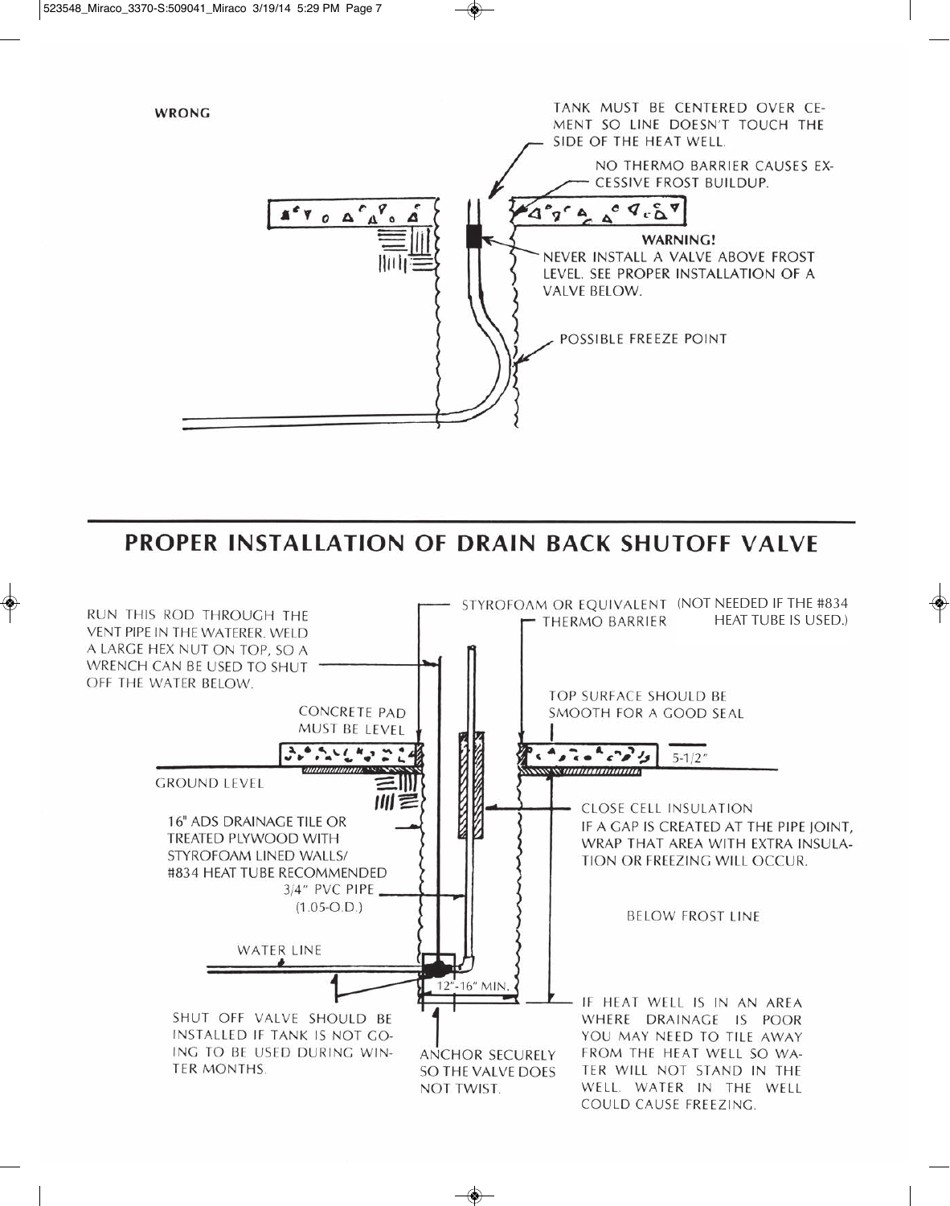**WRONG**

TANK MUST BE CENTERED OVER CEMENT SO LINE DOESN'T TOUCH THE SIDE OF THE HEAT WELL.

NO THERMO BARRIER CAUSES EXCESSIVE FROST BUILDUP.

**WARNING!**
NEVER INSTALL A VALVE ABOVE FROST LEVEL. SEE PROPER INSTALLATION OF A VALVE BELOW.

POSSIBLE FREEZE POINT

## PROPER INSTALLATION OF DRAIN BACK SHUTOFF VALVE

RUN THIS ROD THROUGH THE VENT PIPE IN THE WATERER. WELD A LARGE HEX NUT ON TOP, SO A WRENCH CAN BE USED TO SHUT OFF THE WATER BELOW.

STYROFOAM OR EQUIVALENT THERMO BARRIER (NOT NEEDED IF THE #834 HEAT TUBE IS USED.)

CONCRETE PAD MUST BE LEVEL

TOP SURFACE SHOULD BE SMOOTH FOR A GOOD SEAL

5-1/2"

GROUND LEVEL

16" ADS DRAINAGE TILE OR TREATED PLYWOOD WITH STYROFOAM LINED WALLS/ #834 HEAT TUBE RECOMMENDED

3/4" PVC PIPE (1.05-O.D.)

CLOSE CELL INSULATION
IF A GAP IS CREATED AT THE PIPE JOINT, WRAP THAT AREA WITH EXTRA INSULATION OR FREEZING WILL OCCUR.

BELOW FROST LINE

WATER LINE

12"-16" MIN.

SHUT OFF VALVE SHOULD BE INSTALLED IF TANK IS NOT GOING TO BE USED DURING WINTER MONTHS.

ANCHOR SECURELY SO THE VALVE DOES NOT TWIST.

IF HEAT WELL IS IN AN AREA WHERE DRAINAGE IS POOR YOU MAY NEED TO TILE AWAY FROM THE HEAT WELL SO WATER WILL NOT STAND IN THE WELL. WATER IN THE WELL COULD CAUSE FREEZING.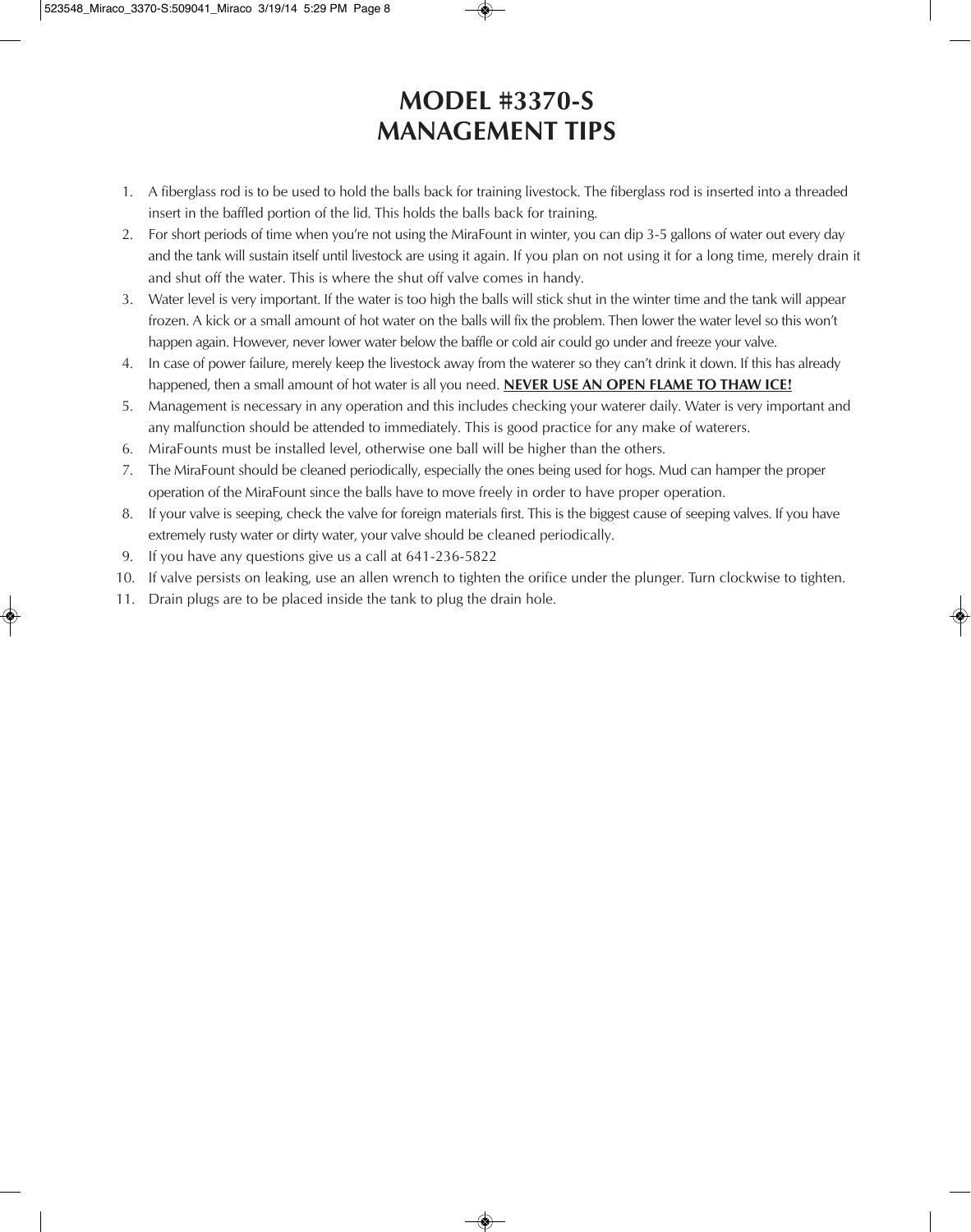# MODEL #3370-S
# MANAGEMENT TIPS

1. A fiberglass rod is to be used to hold the balls back for training livestock. The fiberglass rod is inserted into a threaded insert in the baffled portion of the lid. This holds the balls back for training.
2. For short periods of time when you're not using the MiraFount in winter, you can dip 3-5 gallons of water out every day and the tank will sustain itself until livestock are using it again. If you plan on not using it for a long time, merely drain it and shut off the water. This is where the shut off valve comes in handy.
3. Water level is very important. If the water is too high the balls will stick shut in the winter time and the tank will appear frozen. A kick or a small amount of hot water on the balls will fix the problem. Then lower the water level so this won't happen again. However, never lower water below the baffle or cold air could go under and freeze your valve.
4. In case of power failure, merely keep the livestock away from the waterer so they can't drink it down. If this has already happened, then a small amount of hot water is all you need. **NEVER USE AN OPEN FLAME TO THAW ICE!**
5. Management is necessary in any operation and this includes checking your waterer daily. Water is very important and any malfunction should be attended to immediately. This is good practice for any make of waterers.
6. MiraFounts must be installed level, otherwise one ball will be higher than the others.
7. The MiraFount should be cleaned periodically, especially the ones being used for hogs. Mud can hamper the proper operation of the MiraFount since the balls have to move freely in order to have proper operation.
8. If your valve is seeping, check the valve for foreign materials first. This is the biggest cause of seeping valves. If you have extremely rusty water or dirty water, your valve should be cleaned periodically.
9. If you have any questions give us a call at 641-236-5822
10. If valve persists on leaking, use an allen wrench to tighten the orifice under the plunger. Turn clockwise to tighten.
11. Drain plugs are to be placed inside the tank to plug the drain hole.